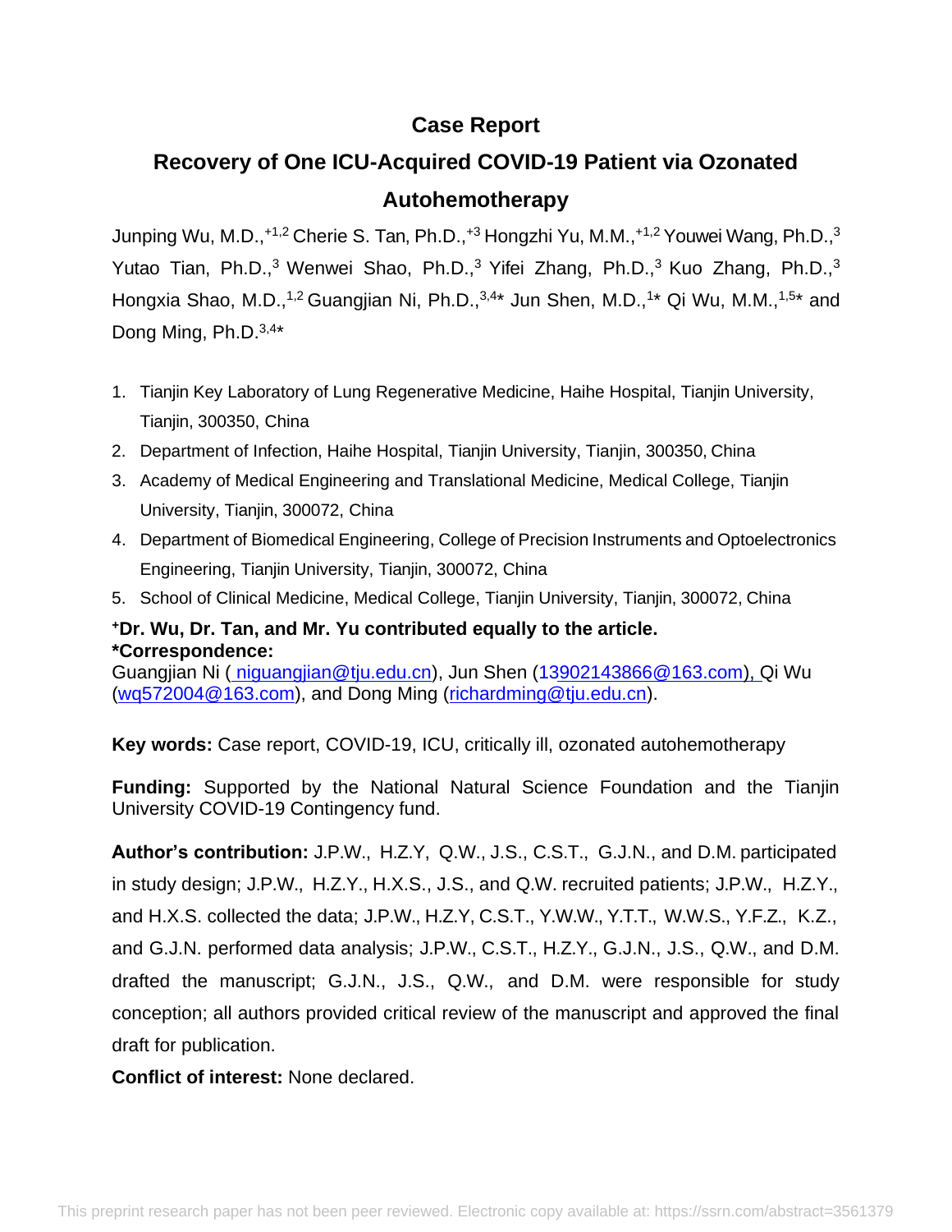# Case Report

## Recovery of One ICU-Acquired COVID-19 Patient via Ozonated Autohemotherapy

Junping Wu, M.D.,[+1,2] Cherie S. Tan, Ph.D.,[+3] Hongzhi Yu, M.M.,[+1,2] Youwei Wang, Ph.D.,[3] Yutao Tian, Ph.D.,[3] Wenwei Shao, Ph.D.,[3] Yifei Zhang, Ph.D.,[3] Kuo Zhang, Ph.D.,[3] Hongxia Shao, M.D.,[1,2] Guangjian Ni, Ph.D.,[3,4*] Jun Shen, M.D.,[1*] Qi Wu, M.M.,[1,5*] and Dong Ming, Ph.D.[3,4*]

1. Tianjin Key Laboratory of Lung Regenerative Medicine, Haihe Hospital, Tianjin University, Tianjin, 300350, China
2. Department of Infection, Haihe Hospital, Tianjin University, Tianjin, 300350, China
3. Academy of Medical Engineering and Translational Medicine, Medical College, Tianjin University, Tianjin, 300072, China
4. Department of Biomedical Engineering, College of Precision Instruments and Optoelectronics Engineering, Tianjin University, Tianjin, 300072, China
5. School of Clinical Medicine, Medical College, Tianjin University, Tianjin, 300072, China

**+Dr. Wu, Dr. Tan, and Mr. Yu contributed equally to the article.**
**\*Correspondence:**
Guangjian Ni (niguangjian@tju.edu.cn), Jun Shen (13902143866@163.com), Qi Wu (wq572004@163.com), and Dong Ming (richardming@tju.edu.cn).

**Key words:** Case report, COVID-19, ICU, critically ill, ozonated autohemotherapy

**Funding:** Supported by the National Natural Science Foundation and the Tianjin University COVID-19 Contingency fund.

**Author's contribution:** J.P.W., H.Z.Y, Q.W., J.S., C.S.T., G.J.N., and D.M. participated in study design; J.P.W., H.Z.Y., H.X.S., J.S., and Q.W. recruited patients; J.P.W., H.Z.Y., and H.X.S. collected the data; J.P.W., H.Z.Y, C.S.T., Y.W.W., Y.T.T., W.W.S., Y.F.Z., K.Z., and G.J.N. performed data analysis; J.P.W., C.S.T., H.Z.Y., G.J.N., J.S., Q.W., and D.M. drafted the manuscript; G.J.N., J.S., Q.W., and D.M. were responsible for study conception; all authors provided critical review of the manuscript and approved the final draft for publication.

**Conflict of interest:** None declared.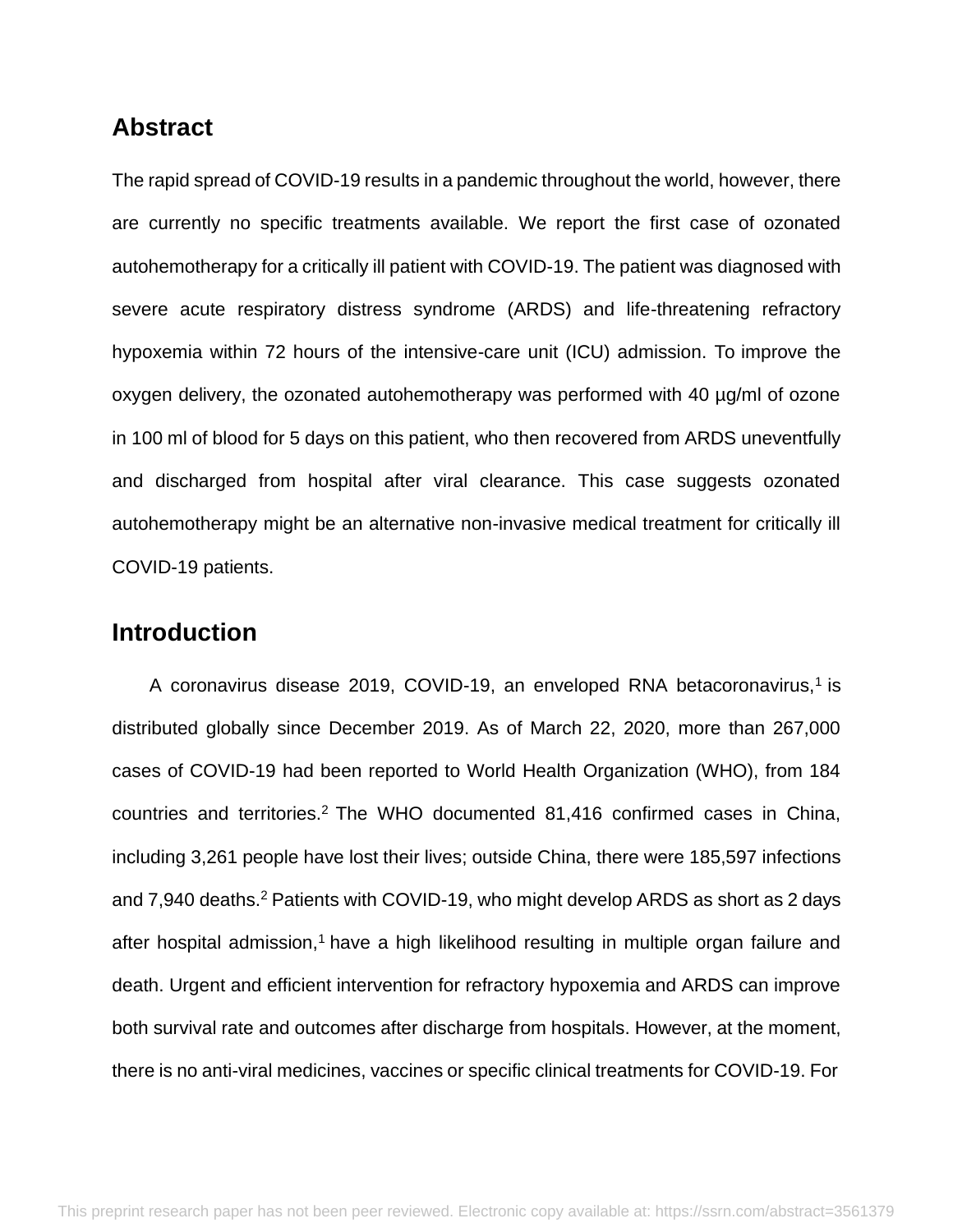## Abstract

The rapid spread of COVID-19 results in a pandemic throughout the world, however, there are currently no specific treatments available. We report the first case of ozonated autohemotherapy for a critically ill patient with COVID-19. The patient was diagnosed with severe acute respiratory distress syndrome (ARDS) and life-threatening refractory hypoxemia within 72 hours of the intensive-care unit (ICU) admission. To improve the oxygen delivery, the ozonated autohemotherapy was performed with 40 µg/ml of ozone in 100 ml of blood for 5 days on this patient, who then recovered from ARDS uneventfully and discharged from hospital after viral clearance. This case suggests ozonated autohemotherapy might be an alternative non-invasive medical treatment for critically ill COVID-19 patients.

## Introduction

A coronavirus disease 2019, COVID-19, an enveloped RNA betacoronavirus,[1] is distributed globally since December 2019. As of March 22, 2020, more than 267,000 cases of COVID-19 had been reported to World Health Organization (WHO), from 184 countries and territories.[2] The WHO documented 81,416 confirmed cases in China, including 3,261 people have lost their lives; outside China, there were 185,597 infections and 7,940 deaths.[2] Patients with COVID-19, who might develop ARDS as short as 2 days after hospital admission,[1] have a high likelihood resulting in multiple organ failure and death. Urgent and efficient intervention for refractory hypoxemia and ARDS can improve both survival rate and outcomes after discharge from hospitals. However, at the moment, there is no anti-viral medicines, vaccines or specific clinical treatments for COVID-19. For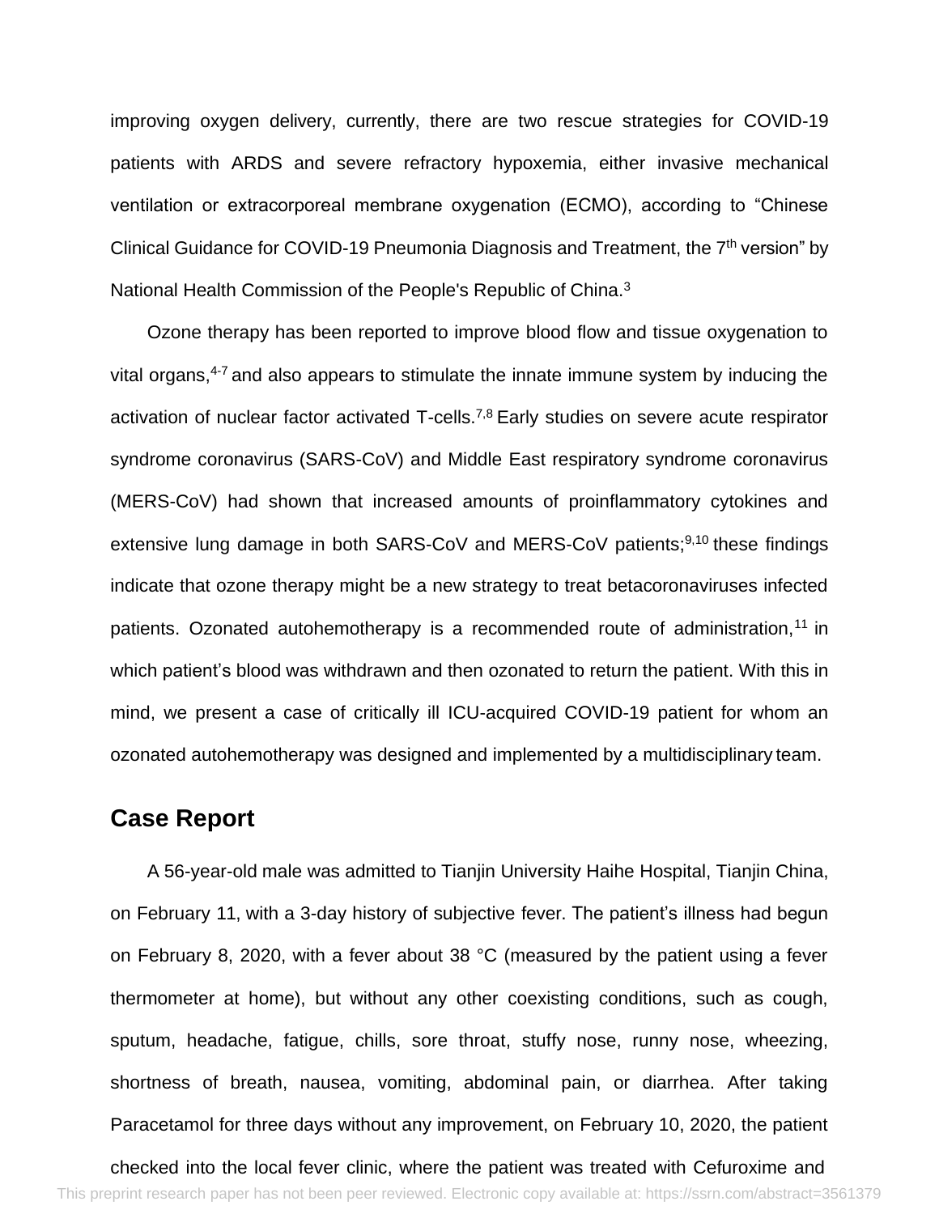improving oxygen delivery, currently, there are two rescue strategies for COVID-19 patients with ARDS and severe refractory hypoxemia, either invasive mechanical ventilation or extracorporeal membrane oxygenation (ECMO), according to "Chinese Clinical Guidance for COVID-19 Pneumonia Diagnosis and Treatment, the 7th version" by National Health Commission of the People's Republic of China.[3]

Ozone therapy has been reported to improve blood flow and tissue oxygenation to vital organs,[4-7] and also appears to stimulate the innate immune system by inducing the activation of nuclear factor activated T-cells.[7,8] Early studies on severe acute respirator syndrome coronavirus (SARS-CoV) and Middle East respiratory syndrome coronavirus (MERS-CoV) had shown that increased amounts of proinflammatory cytokines and extensive lung damage in both SARS-CoV and MERS-CoV patients;[9,10] these findings indicate that ozone therapy might be a new strategy to treat betacoronaviruses infected patients. Ozonated autohemotherapy is a recommended route of administration,[11] in which patient's blood was withdrawn and then ozonated to return the patient. With this in mind, we present a case of critically ill ICU-acquired COVID-19 patient for whom an ozonated autohemotherapy was designed and implemented by a multidisciplinary team.

## Case Report

A 56-year-old male was admitted to Tianjin University Haihe Hospital, Tianjin China, on February 11, with a 3-day history of subjective fever. The patient's illness had begun on February 8, 2020, with a fever about 38 °C (measured by the patient using a fever thermometer at home), but without any other coexisting conditions, such as cough, sputum, headache, fatigue, chills, sore throat, stuffy nose, runny nose, wheezing, shortness of breath, nausea, vomiting, abdominal pain, or diarrhea. After taking Paracetamol for three days without any improvement, on February 10, 2020, the patient checked into the local fever clinic, where the patient was treated with Cefuroxime and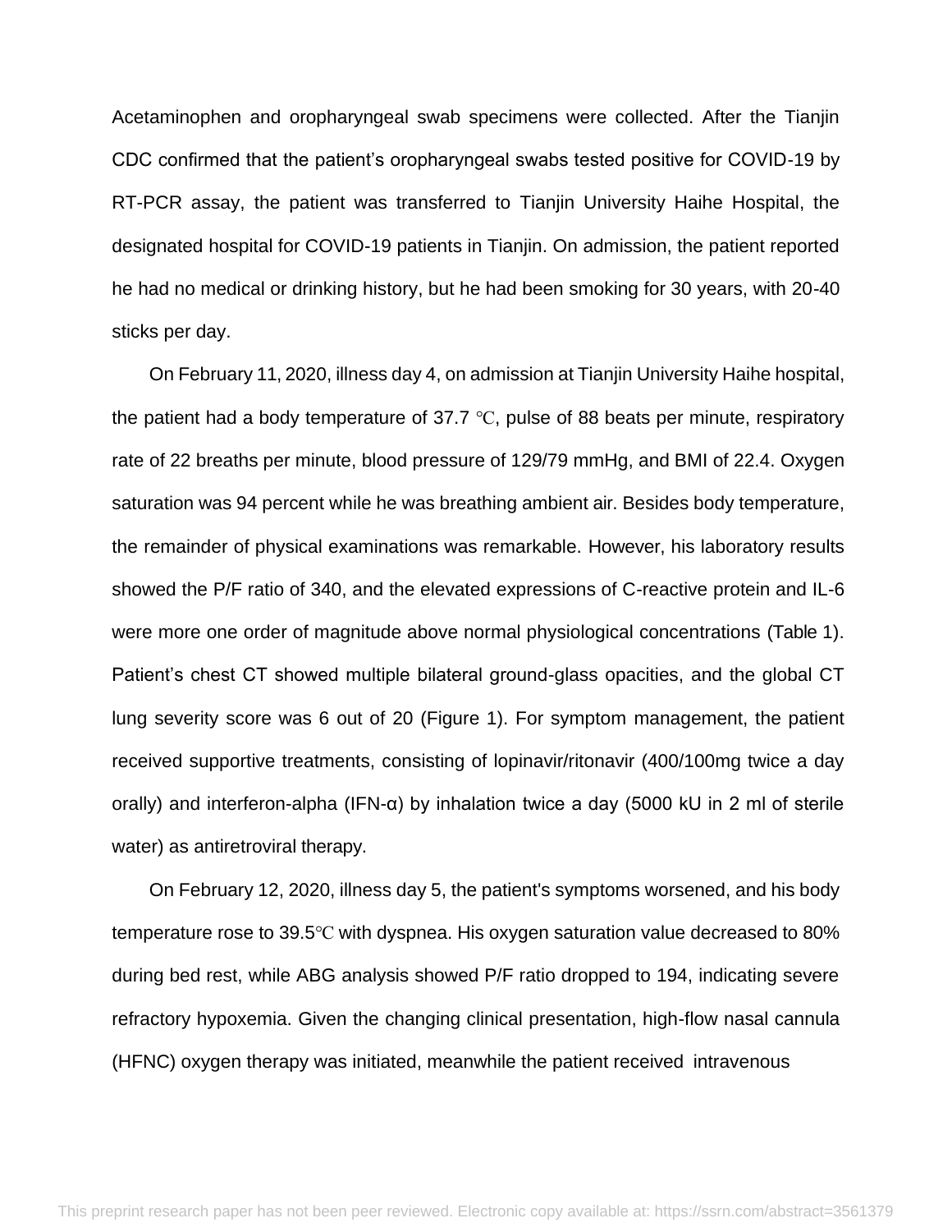Acetaminophen and oropharyngeal swab specimens were collected. After the Tianjin CDC confirmed that the patient's oropharyngeal swabs tested positive for COVID-19 by RT-PCR assay, the patient was transferred to Tianjin University Haihe Hospital, the designated hospital for COVID-19 patients in Tianjin. On admission, the patient reported he had no medical or drinking history, but he had been smoking for 30 years, with 20-40 sticks per day.

On February 11, 2020, illness day 4, on admission at Tianjin University Haihe hospital, the patient had a body temperature of 37.7 ℃, pulse of 88 beats per minute, respiratory rate of 22 breaths per minute, blood pressure of 129/79 mmHg, and BMI of 22.4. Oxygen saturation was 94 percent while he was breathing ambient air. Besides body temperature, the remainder of physical examinations was remarkable. However, his laboratory results showed the P/F ratio of 340, and the elevated expressions of C-reactive protein and IL-6 were more one order of magnitude above normal physiological concentrations (Table 1). Patient's chest CT showed multiple bilateral ground-glass opacities, and the global CT lung severity score was 6 out of 20 (Figure 1). For symptom management, the patient received supportive treatments, consisting of lopinavir/ritonavir (400/100mg twice a day orally) and interferon-alpha (IFN-α) by inhalation twice a day (5000 kU in 2 ml of sterile water) as antiretroviral therapy.

On February 12, 2020, illness day 5, the patient's symptoms worsened, and his body temperature rose to 39.5℃ with dyspnea. His oxygen saturation value decreased to 80% during bed rest, while ABG analysis showed P/F ratio dropped to 194, indicating severe refractory hypoxemia. Given the changing clinical presentation, high-flow nasal cannula (HFNC) oxygen therapy was initiated, meanwhile the patient received intravenous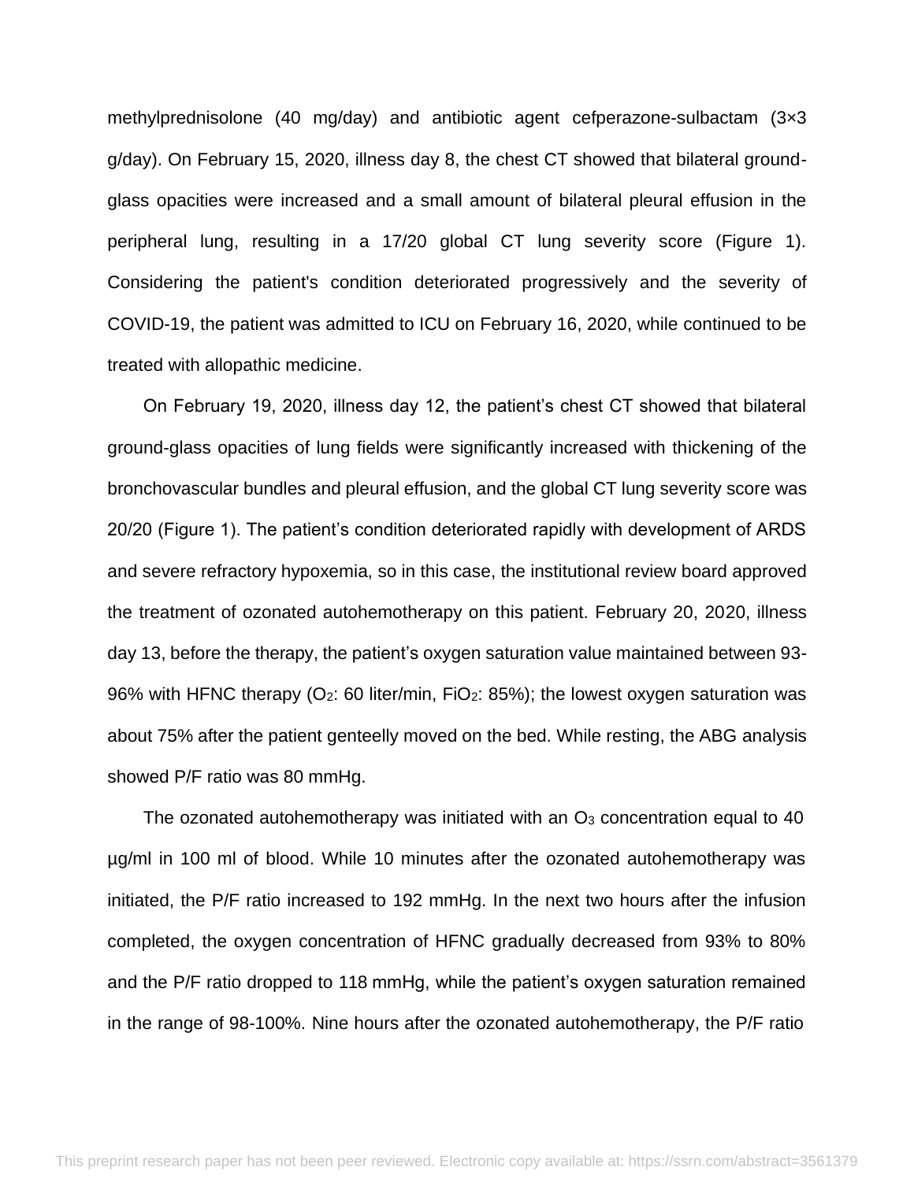methylprednisolone (40 mg/day) and antibiotic agent cefperazone-sulbactam (3×3 g/day). On February 15, 2020, illness day 8, the chest CT showed that bilateral ground-glass opacities were increased and a small amount of bilateral pleural effusion in the peripheral lung, resulting in a 17/20 global CT lung severity score (Figure 1). Considering the patient's condition deteriorated progressively and the severity of COVID-19, the patient was admitted to ICU on February 16, 2020, while continued to be treated with allopathic medicine.

On February 19, 2020, illness day 12, the patient's chest CT showed that bilateral ground-glass opacities of lung fields were significantly increased with thickening of the bronchovascular bundles and pleural effusion, and the global CT lung severity score was 20/20 (Figure 1). The patient's condition deteriorated rapidly with development of ARDS and severe refractory hypoxemia, so in this case, the institutional review board approved the treatment of ozonated autohemotherapy on this patient. February 20, 2020, illness day 13, before the therapy, the patient's oxygen saturation value maintained between 93-96% with HFNC therapy ($O_2$: 60 liter/min, $FiO_2$: 85%); the lowest oxygen saturation was about 75% after the patient genteelly moved on the bed. While resting, the ABG analysis showed P/F ratio was 80 mmHg.

The ozonated autohemotherapy was initiated with an $O_3$ concentration equal to 40 µg/ml in 100 ml of blood. While 10 minutes after the ozonated autohemotherapy was initiated, the P/F ratio increased to 192 mmHg. In the next two hours after the infusion completed, the oxygen concentration of HFNC gradually decreased from 93% to 80% and the P/F ratio dropped to 118 mmHg, while the patient's oxygen saturation remained in the range of 98-100%. Nine hours after the ozonated autohemotherapy, the P/F ratio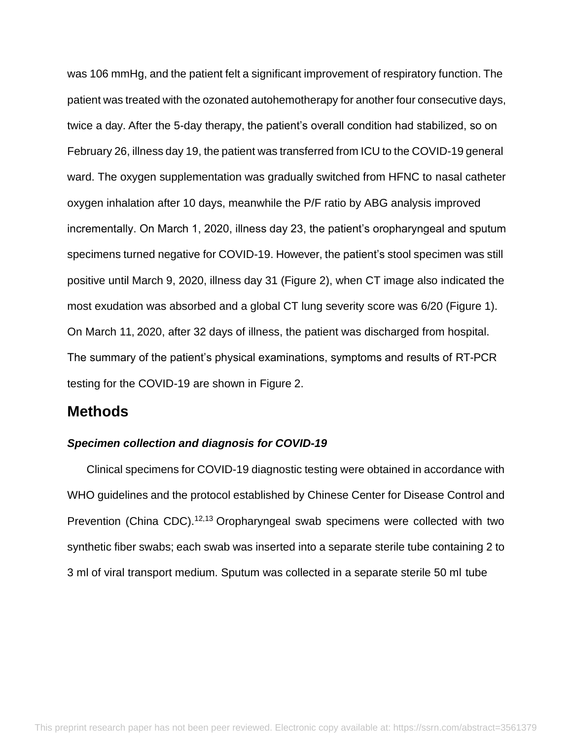was 106 mmHg, and the patient felt a significant improvement of respiratory function. The patient was treated with the ozonated autohemotherapy for another four consecutive days, twice a day. After the 5-day therapy, the patient's overall condition had stabilized, so on February 26, illness day 19, the patient was transferred from ICU to the COVID-19 general ward. The oxygen supplementation was gradually switched from HFNC to nasal catheter oxygen inhalation after 10 days, meanwhile the P/F ratio by ABG analysis improved incrementally. On March 1, 2020, illness day 23, the patient's oropharyngeal and sputum specimens turned negative for COVID-19. However, the patient's stool specimen was still positive until March 9, 2020, illness day 31 (Figure 2), when CT image also indicated the most exudation was absorbed and a global CT lung severity score was 6/20 (Figure 1). On March 11, 2020, after 32 days of illness, the patient was discharged from hospital. The summary of the patient's physical examinations, symptoms and results of RT-PCR testing for the COVID-19 are shown in Figure 2.

## Methods

### *Specimen collection and diagnosis for COVID-19*

Clinical specimens for COVID-19 diagnostic testing were obtained in accordance with WHO guidelines and the protocol established by Chinese Center for Disease Control and Prevention (China CDC).[12,13] Oropharyngeal swab specimens were collected with two synthetic fiber swabs; each swab was inserted into a separate sterile tube containing 2 to 3 ml of viral transport medium. Sputum was collected in a separate sterile 50 ml tube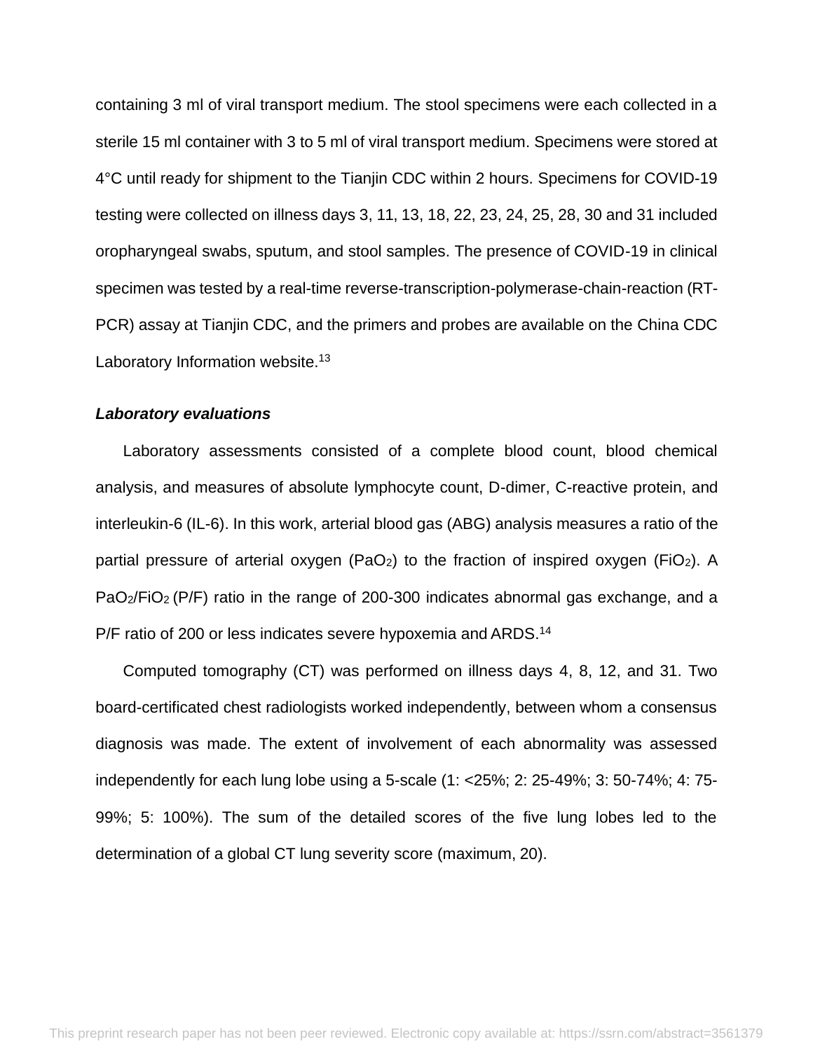containing 3 ml of viral transport medium. The stool specimens were each collected in a sterile 15 ml container with 3 to 5 ml of viral transport medium. Specimens were stored at 4°C until ready for shipment to the Tianjin CDC within 2 hours. Specimens for COVID-19 testing were collected on illness days 3, 11, 13, 18, 22, 23, 24, 25, 28, 30 and 31 included oropharyngeal swabs, sputum, and stool samples. The presence of COVID-19 in clinical specimen was tested by a real-time reverse-transcription-polymerase-chain-reaction (RT-PCR) assay at Tianjin CDC, and the primers and probes are available on the China CDC Laboratory Information website.[13]

***Laboratory evaluations***

Laboratory assessments consisted of a complete blood count, blood chemical analysis, and measures of absolute lymphocyte count, D-dimer, C-reactive protein, and interleukin-6 (IL-6). In this work, arterial blood gas (ABG) analysis measures a ratio of the partial pressure of arterial oxygen ($PaO_2$) to the fraction of inspired oxygen ($FiO_2$). A $PaO_2/FiO_2$ (P/F) ratio in the range of 200-300 indicates abnormal gas exchange, and a P/F ratio of 200 or less indicates severe hypoxemia and ARDS.[14]

Computed tomography (CT) was performed on illness days 4, 8, 12, and 31. Two board-certificated chest radiologists worked independently, between whom a consensus diagnosis was made. The extent of involvement of each abnormality was assessed independently for each lung lobe using a 5-scale (1: <25%; 2: 25-49%; 3: 50-74%; 4: 75-99%; 5: 100%). The sum of the detailed scores of the five lung lobes led to the determination of a global CT lung severity score (maximum, 20).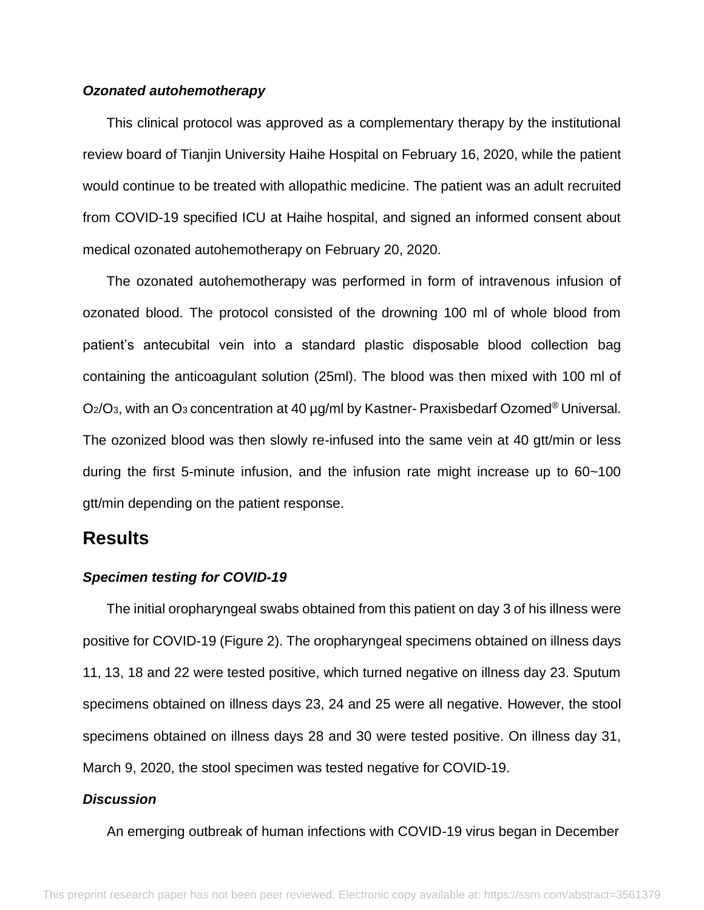### *Ozonated autohemotherapy*

This clinical protocol was approved as a complementary therapy by the institutional review board of Tianjin University Haihe Hospital on February 16, 2020, while the patient would continue to be treated with allopathic medicine. The patient was an adult recruited from COVID-19 specified ICU at Haihe hospital, and signed an informed consent about medical ozonated autohemotherapy on February 20, 2020.

The ozonated autohemotherapy was performed in form of intravenous infusion of ozonated blood. The protocol consisted of the drowning 100 ml of whole blood from patient's antecubital vein into a standard plastic disposable blood collection bag containing the anticoagulant solution (25ml). The blood was then mixed with 100 ml of $O_2/O_3$, with an $O_3$ concentration at 40 µg/ml by Kastner- Praxisbedarf Ozomed® Universal. The ozonized blood was then slowly re-infused into the same vein at 40 gtt/min or less during the first 5-minute infusion, and the infusion rate might increase up to 60~100 gtt/min depending on the patient response.

## Results

### *Specimen testing for COVID-19*

The initial oropharyngeal swabs obtained from this patient on day 3 of his illness were positive for COVID-19 (Figure 2). The oropharyngeal specimens obtained on illness days 11, 13, 18 and 22 were tested positive, which turned negative on illness day 23. Sputum specimens obtained on illness days 23, 24 and 25 were all negative. However, the stool specimens obtained on illness days 28 and 30 were tested positive. On illness day 31, March 9, 2020, the stool specimen was tested negative for COVID-19.

### *Discussion*

An emerging outbreak of human infections with COVID-19 virus began in December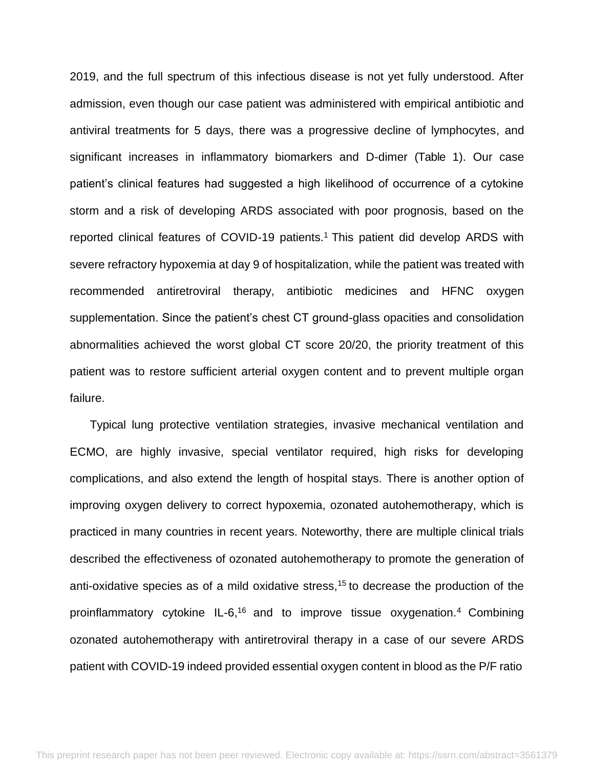2019, and the full spectrum of this infectious disease is not yet fully understood. After admission, even though our case patient was administered with empirical antibiotic and antiviral treatments for 5 days, there was a progressive decline of lymphocytes, and significant increases in inflammatory biomarkers and D-dimer (Table 1). Our case patient's clinical features had suggested a high likelihood of occurrence of a cytokine storm and a risk of developing ARDS associated with poor prognosis, based on the reported clinical features of COVID-19 patients.[1] This patient did develop ARDS with severe refractory hypoxemia at day 9 of hospitalization, while the patient was treated with recommended antiretroviral therapy, antibiotic medicines and HFNC oxygen supplementation. Since the patient's chest CT ground-glass opacities and consolidation abnormalities achieved the worst global CT score 20/20, the priority treatment of this patient was to restore sufficient arterial oxygen content and to prevent multiple organ failure.

Typical lung protective ventilation strategies, invasive mechanical ventilation and ECMO, are highly invasive, special ventilator required, high risks for developing complications, and also extend the length of hospital stays. There is another option of improving oxygen delivery to correct hypoxemia, ozonated autohemotherapy, which is practiced in many countries in recent years. Noteworthy, there are multiple clinical trials described the effectiveness of ozonated autohemotherapy to promote the generation of anti-oxidative species as of a mild oxidative stress,[15] to decrease the production of the proinflammatory cytokine IL-6,[16] and to improve tissue oxygenation.[4] Combining ozonated autohemotherapy with antiretroviral therapy in a case of our severe ARDS patient with COVID-19 indeed provided essential oxygen content in blood as the P/F ratio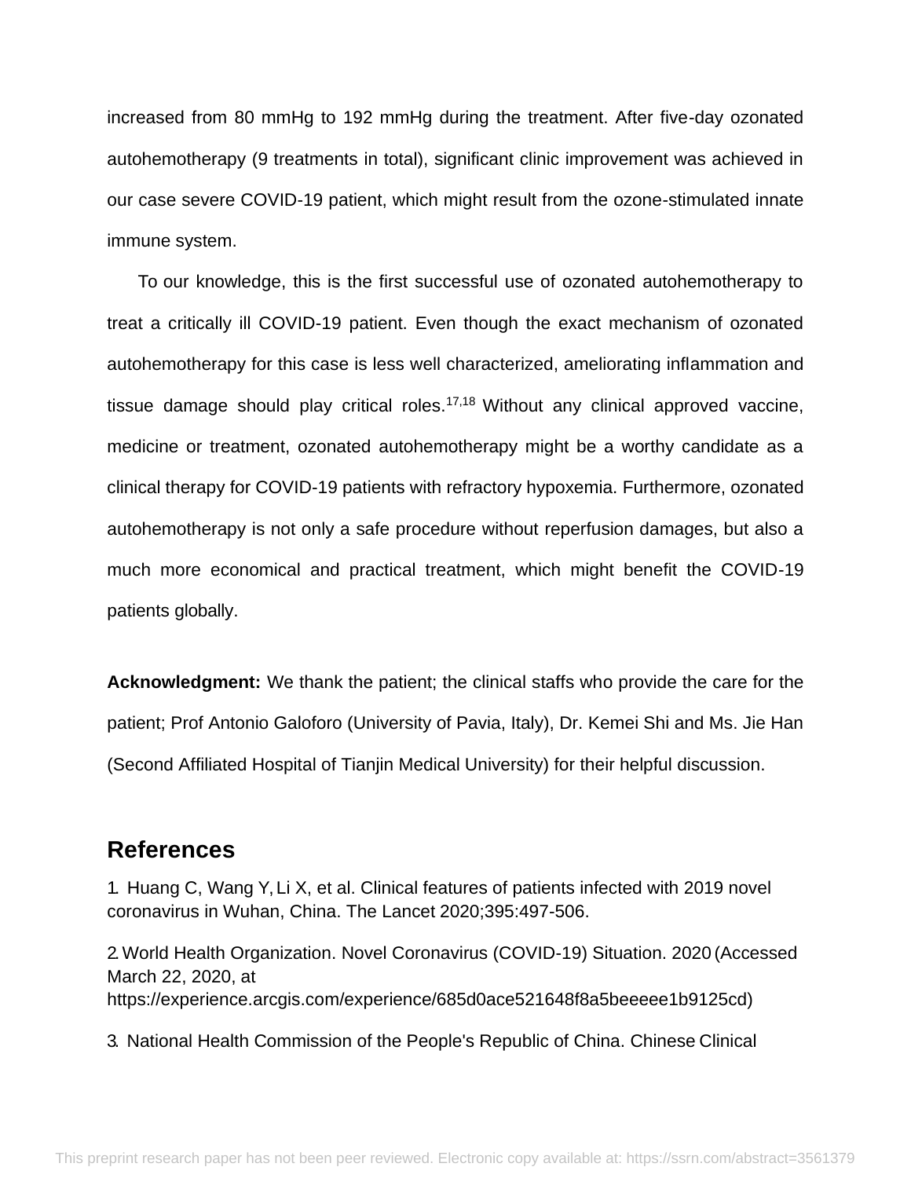increased from 80 mmHg to 192 mmHg during the treatment. After five-day ozonated autohemotherapy (9 treatments in total), significant clinic improvement was achieved in our case severe COVID-19 patient, which might result from the ozone-stimulated innate immune system.

To our knowledge, this is the first successful use of ozonated autohemotherapy to treat a critically ill COVID-19 patient. Even though the exact mechanism of ozonated autohemotherapy for this case is less well characterized, ameliorating inflammation and tissue damage should play critical roles.[17,18] Without any clinical approved vaccine, medicine or treatment, ozonated autohemotherapy might be a worthy candidate as a clinical therapy for COVID-19 patients with refractory hypoxemia. Furthermore, ozonated autohemotherapy is not only a safe procedure without reperfusion damages, but also a much more economical and practical treatment, which might benefit the COVID-19 patients globally.

**Acknowledgment:** We thank the patient; the clinical staffs who provide the care for the patient; Prof Antonio Galoforo (University of Pavia, Italy), Dr. Kemei Shi and Ms. Jie Han (Second Affiliated Hospital of Tianjin Medical University) for their helpful discussion.

## References

1. Huang C, Wang Y, Li X, et al. Clinical features of patients infected with 2019 novel coronavirus in Wuhan, China. The Lancet 2020;395:497-506.

2. World Health Organization. Novel Coronavirus (COVID-19) Situation. 2020 (Accessed March 22, 2020, at https://experience.arcgis.com/experience/685d0ace521648f8a5beeeee1b9125cd)

3. National Health Commission of the People's Republic of China. Chinese Clinical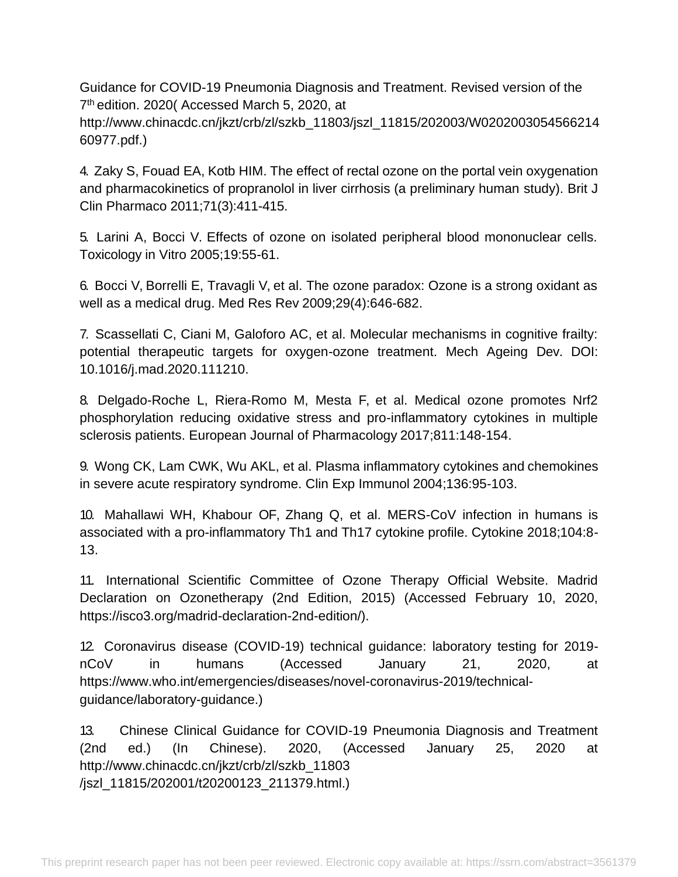Guidance for COVID-19 Pneumonia Diagnosis and Treatment. Revised version of the 7th edition. 2020( Accessed March 5, 2020, at http://www.chinacdc.cn/jkzt/crb/zl/szkb_11803/jszl_11815/202003/W020200305456621460977.pdf.)

4. Zaky S, Fouad EA, Kotb HIM. The effect of rectal ozone on the portal vein oxygenation and pharmacokinetics of propranolol in liver cirrhosis (a preliminary human study). Brit J Clin Pharmaco 2011;71(3):411-415.

5. Larini A, Bocci V. Effects of ozone on isolated peripheral blood mononuclear cells. Toxicology in Vitro 2005;19:55-61.

6. Bocci V, Borrelli E, Travagli V, et al. The ozone paradox: Ozone is a strong oxidant as well as a medical drug. Med Res Rev 2009;29(4):646-682.

7. Scassellati C, Ciani M, Galoforo AC, et al. Molecular mechanisms in cognitive frailty: potential therapeutic targets for oxygen-ozone treatment. Mech Ageing Dev. DOI: 10.1016/j.mad.2020.111210.

8. Delgado-Roche L, Riera-Romo M, Mesta F, et al. Medical ozone promotes Nrf2 phosphorylation reducing oxidative stress and pro-inflammatory cytokines in multiple sclerosis patients. European Journal of Pharmacology 2017;811:148-154.

9. Wong CK, Lam CWK, Wu AKL, et al. Plasma inflammatory cytokines and chemokines in severe acute respiratory syndrome. Clin Exp Immunol 2004;136:95-103.

10. Mahallawi WH, Khabour OF, Zhang Q, et al. MERS-CoV infection in humans is associated with a pro-inflammatory Th1 and Th17 cytokine profile. Cytokine 2018;104:8-13.

11. International Scientific Committee of Ozone Therapy Official Website. Madrid Declaration on Ozonetherapy (2nd Edition, 2015) (Accessed February 10, 2020, https://isco3.org/madrid-declaration-2nd-edition/).

12. Coronavirus disease (COVID-19) technical guidance: laboratory testing for 2019-nCoV in humans (Accessed January 21, 2020, at https://www.who.int/emergencies/diseases/novel-coronavirus-2019/technical-guidance/laboratory-guidance.)

13. Chinese Clinical Guidance for COVID-19 Pneumonia Diagnosis and Treatment (2nd ed.) (In Chinese). 2020, (Accessed January 25, 2020 at http://www.chinacdc.cn/jkzt/crb/zl/szkb_11803/jszl_11815/202001/t20200123_211379.html.)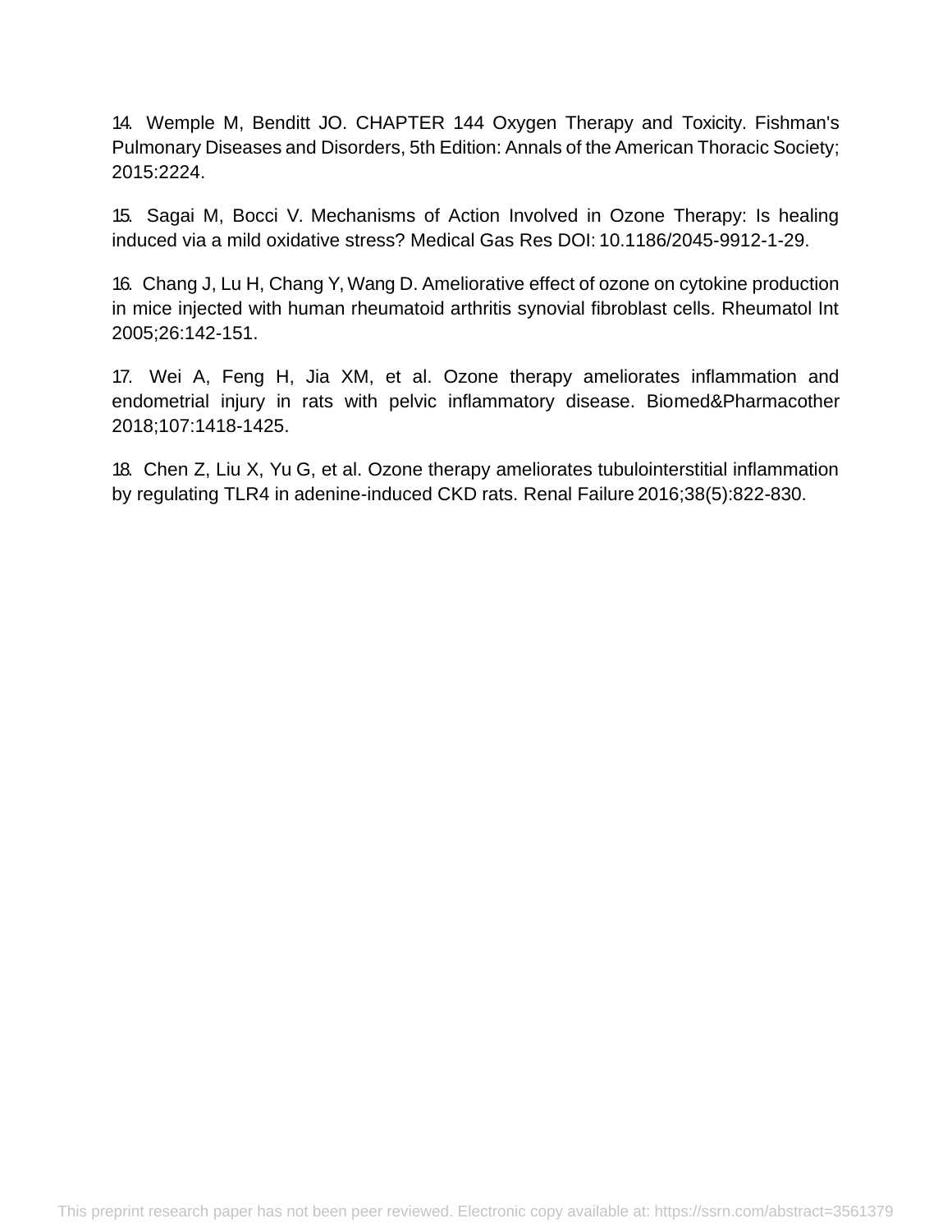14. Wemple M, Benditt JO. CHAPTER 144 Oxygen Therapy and Toxicity. Fishman's Pulmonary Diseases and Disorders, 5th Edition: Annals of the American Thoracic Society; 2015:2224.

15. Sagai M, Bocci V. Mechanisms of Action Involved in Ozone Therapy: Is healing induced via a mild oxidative stress? Medical Gas Res DOI: 10.1186/2045-9912-1-29.

16. Chang J, Lu H, Chang Y, Wang D. Ameliorative effect of ozone on cytokine production in mice injected with human rheumatoid arthritis synovial fibroblast cells. Rheumatol Int 2005;26:142-151.

17. Wei A, Feng H, Jia XM, et al. Ozone therapy ameliorates inflammation and endometrial injury in rats with pelvic inflammatory disease. Biomed&Pharmacother 2018;107:1418-1425.

18. Chen Z, Liu X, Yu G, et al. Ozone therapy ameliorates tubulointerstitial inflammation by regulating TLR4 in adenine-induced CKD rats. Renal Failure 2016;38(5):822-830.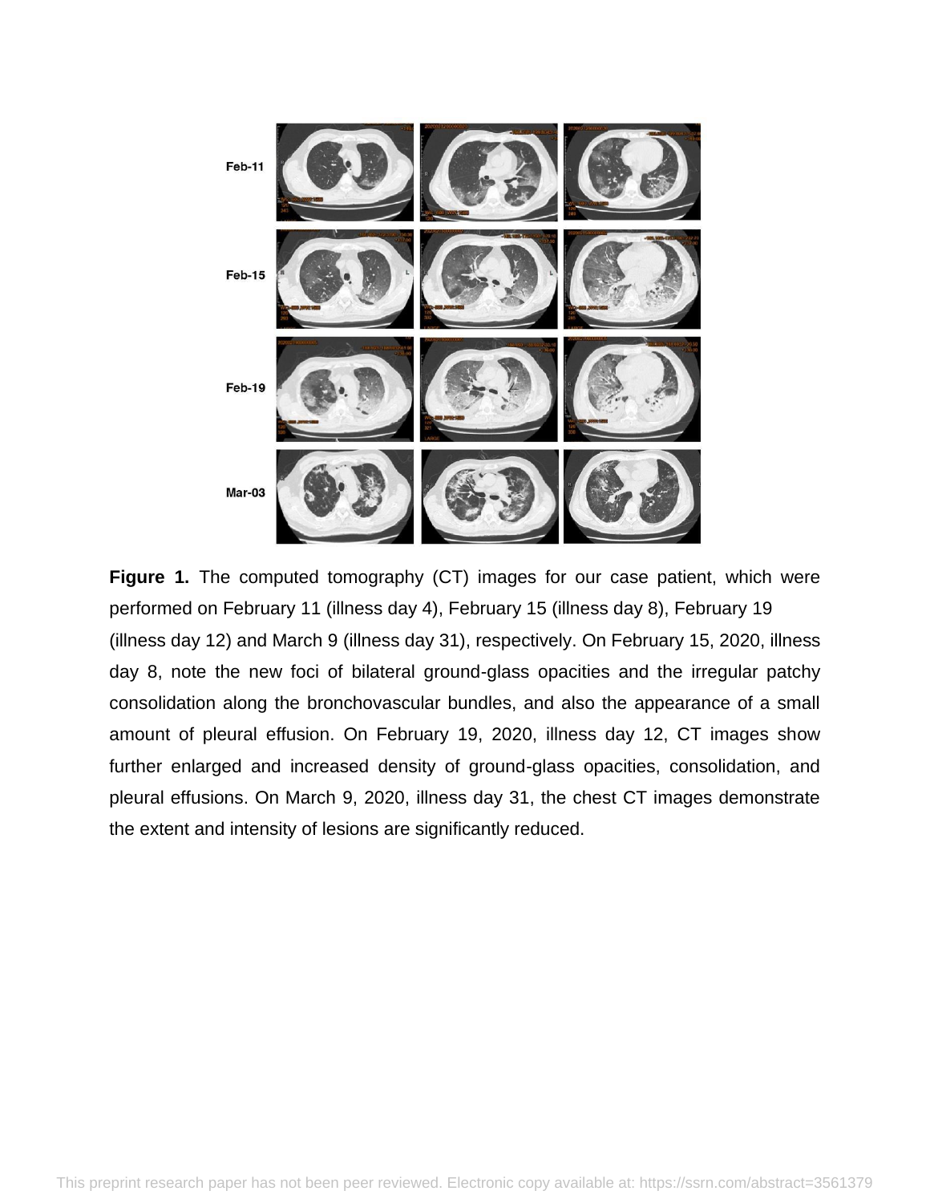**Figure 1.** The computed tomography (CT) images for our case patient, which were performed on February 11 (illness day 4), February 15 (illness day 8), February 19 (illness day 12) and March 9 (illness day 31), respectively. On February 15, 2020, illness day 8, note the new foci of bilateral ground-glass opacities and the irregular patchy consolidation along the bronchovascular bundles, and also the appearance of a small amount of pleural effusion. On February 19, 2020, illness day 12, CT images show further enlarged and increased density of ground-glass opacities, consolidation, and pleural effusions. On March 9, 2020, illness day 31, the chest CT images demonstrate the extent and intensity of lesions are significantly reduced.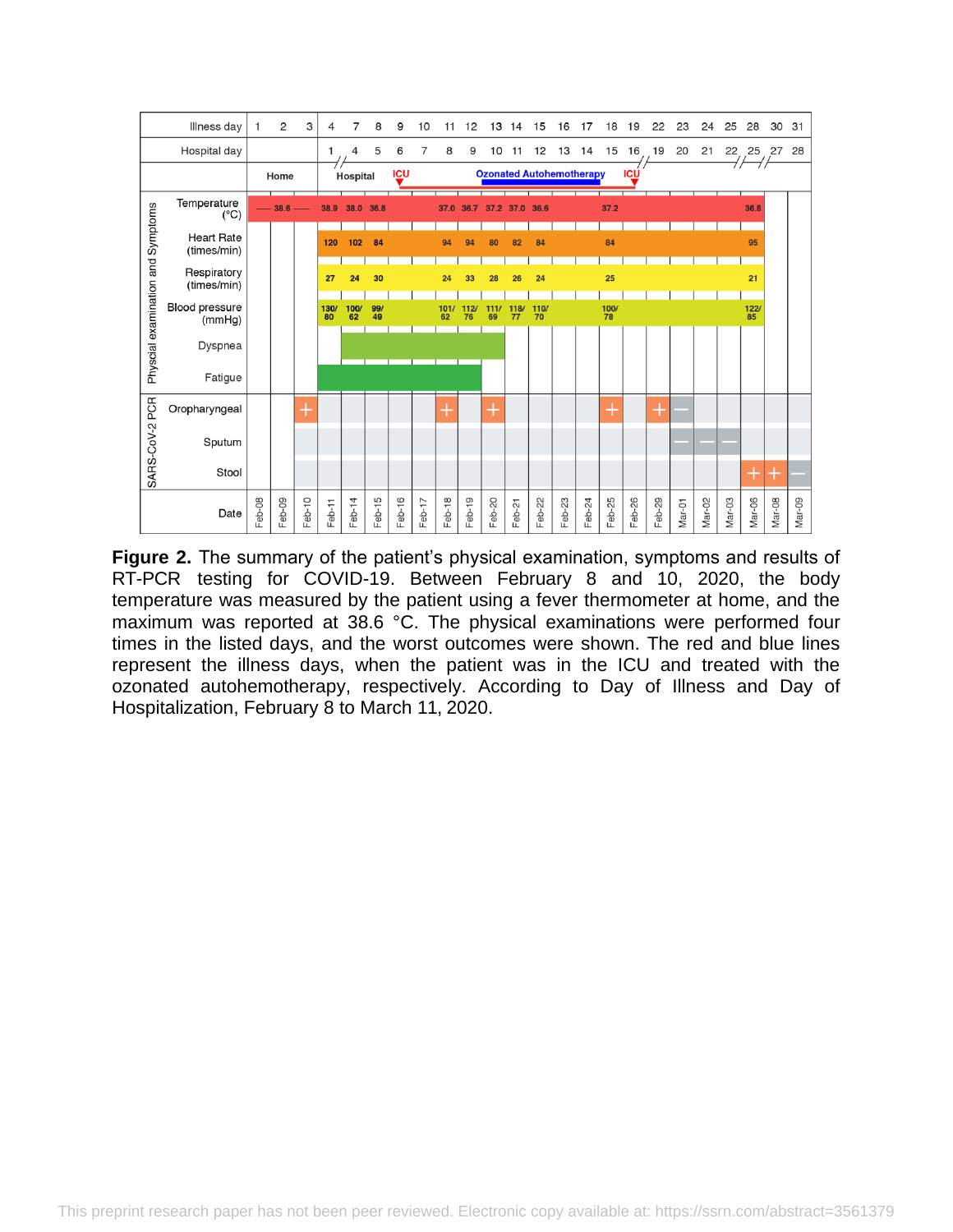| Illness day | 1 | 2 | 3 | 4 | 7 | 8 | 9 | 10 | 11 | 12 | 13 | 14 | 15 | 16 | 17 | 18 | 19 | 22 | 23 | 24 | 25 | 28 | 30 | 31 |
|---|---|---|---|---|---|---|---|---|---|---|---|---|---|---|---|---|---|---|---|---|---|---|---|---|
| Hospital day | | | | 1 | 4 | 5 | 6 | 7 | 8 | 9 | 10 | 11 | 12 | 13 | 14 | 15 | 16 | 19 | 20 | 21 | 22 | 25 | 27 | 28 |
| | Home | | | Hospital | | | ICU | | | | Ozonated Autohemotherapy | | | | | | ICU | | | | | | | |
| Temperature (°C) | 38.6 | | | 38.9 | 38.0 | 36.8 | | | 37.0 | 36.7 | 37.2 | 37.0 | 36.6 | | | 37.2 | | | | | | 36.8 | | |
| Heart Rate (times/min) | | | | 120 | 102 | 84 | | | 94 | 94 | 80 | 82 | 84 | | | 84 | | | | | | 95 | | |
| Respiratory (times/min) | | | | 27 | 24 | 30 | | | 24 | 33 | 28 | 26 | 24 | | | 25 | | | | | | 21 | | |
| Blood pressure (mmHg) | | | | 130/80 | 100/62 | 99/49 | | | 101/62 | 112/76 | 111/69 | 118/77 | 110/70 | | | 100/78 | | | | | | 122/85 | | |
| Oropharyngeal | | | + | | | | | | + | | + | | | | | + | | + | − | | | | | |
| Sputum | | | | | | | | | | | | | | | | | | | − | − | − | | | |
| Stool | | | | | | | | | | | | | | | | | | | | | | + | + | − |
| Date | Feb-08 | Feb-09 | Feb-10 | Feb-11 | Feb-14 | Feb-15 | Feb-16 | Feb-17 | Feb-18 | Feb-19 | Feb-20 | Feb-21 | Feb-22 | Feb-23 | Feb-24 | Feb-25 | Feb-26 | Feb-29 | Mar-01 | Mar-02 | Mar-03 | Mar-06 | Mar-08 | Mar-09 |

**Figure 2.** The summary of the patient's physical examination, symptoms and results of RT-PCR testing for COVID-19. Between February 8 and 10, 2020, the body temperature was measured by the patient using a fever thermometer at home, and the maximum was reported at 38.6 °C. The physical examinations were performed four times in the listed days, and the worst outcomes were shown. The red and blue lines represent the illness days, when the patient was in the ICU and treated with the ozonated autohemotherapy, respectively. According to Day of Illness and Day of Hospitalization, February 8 to March 11, 2020.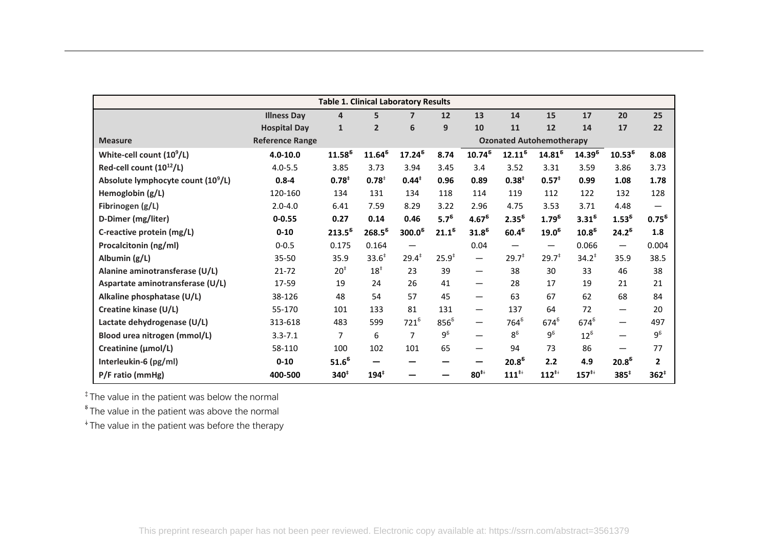**Table 1. Clinical Laboratory Results**

| Measure | Illness Day | 4 | 5 | 7 | 12 | 13 | 14 | 15 | 17 | 20 | 25 |
|---|---|---|---|---|---|---|---|---|---|---|---|
| | Hospital Day | 1 | 2 | 6 | 9 | 10 | 11 | 12 | 14 | 17 | 22 |
| | Reference Range | | | | | Ozonated Autohemotherapy | | | | | |
| **White-cell count ($10^9$/L)** | **4.0-10.0** | **11.58§** | **11.64§** | **17.24§** | **8.74** | **10.74§** | **12.11§** | **14.81§** | **14.39§** | **10.53§** | **8.08** |
| **Red-cell count ($10^{12}$/L)** | 4.0-5.5 | 3.85 | 3.73 | 3.94 | 3.45 | 3.4 | 3.52 | 3.31 | 3.59 | 3.86 | 3.73 |
| **Absolute lymphocyte count ($10^9$/L)** | **0.8-4** | **0.78‡** | **0.78‡** | **0.44‡** | **0.96** | **0.89** | **0.38‡** | **0.57‡** | **0.99** | **1.08** | **1.78** |
| **Hemoglobin (g/L)** | 120-160 | 134 | 131 | 134 | 118 | 114 | 119 | 112 | 122 | 132 | 128 |
| **Fibrinogen (g/L)** | 2.0-4.0 | 6.41 | 7.59 | 8.29 | 3.22 | 2.96 | 4.75 | 3.53 | 3.71 | 4.48 | — |
| **D-Dimer (mg/liter)** | **0-0.55** | **0.27** | **0.14** | **0.46** | **5.7§** | **4.67§** | **2.35§** | **1.79§** | **3.31§** | **1.53§** | **0.75§** |
| **C-reactive protein (mg/L)** | **0-10** | **213.5§** | **268.5§** | **300.0§** | **21.1§** | **31.8§** | **60.4§** | **19.0§** | **10.8§** | **24.2§** | **1.8** |
| **Procalcitonin (ng/ml)** | 0-0.5 | 0.175 | 0.164 | — | | 0.04 | — | — | 0.066 | — | 0.004 |
| **Albumin (g/L)** | 35-50 | 35.9 | 33.6‡ | 29.4‡ | 25.9‡ | — | 29.7‡ | 29.7‡ | 34.2‡ | 35.9 | 38.5 |
| **Alanine aminotransferase (U/L)** | 21-72 | 20‡ | 18‡ | 23 | 39 | — | 38 | 30 | 33 | 46 | 38 |
| **Aspartate aminotransferase (U/L)** | 17-59 | 19 | 24 | 26 | 41 | — | 28 | 17 | 19 | 21 | 21 |
| **Alkaline phosphatase (U/L)** | 38-126 | 48 | 54 | 57 | 45 | — | 63 | 67 | 62 | 68 | 84 |
| **Creatine kinase (U/L)** | 55-170 | 101 | 133 | 81 | 131 | — | 137 | 64 | 72 | — | 20 |
| **Lactate dehydrogenase (U/L)** | 313-618 | 483 | 599 | 721§ | 856§ | — | 764§ | 674§ | 674§ | — | 497 |
| **Blood urea nitrogen (mmol/L)** | 3.3-7.1 | 7 | 6 | 7 | 9§ | — | 8§ | 9§ | 12§ | — | 9§ |
| **Creatinine (μmol/L)** | 58-110 | 100 | 102 | 101 | 65 | — | 94 | 73 | 86 | — | 77 |
| **Interleukin-6 (pg/ml)** | **0-10** | **51.6§** | **—** | **—** | **—** | **—** | **20.8§** | **2.2** | **4.9** | **20.8§** | **2** |
| **P/F ratio (mmHg)** | **400-500** | **340‡** | **194‡** | **—** | **—** | **80‡ǂ** | **111‡ǂ** | **112‡ǂ** | **157‡ǂ** | **385‡** | **362‡** |

‡ The value in the patient was below the normal

§ The value in the patient was above the normal

ǂ The value in the patient was before the therapy